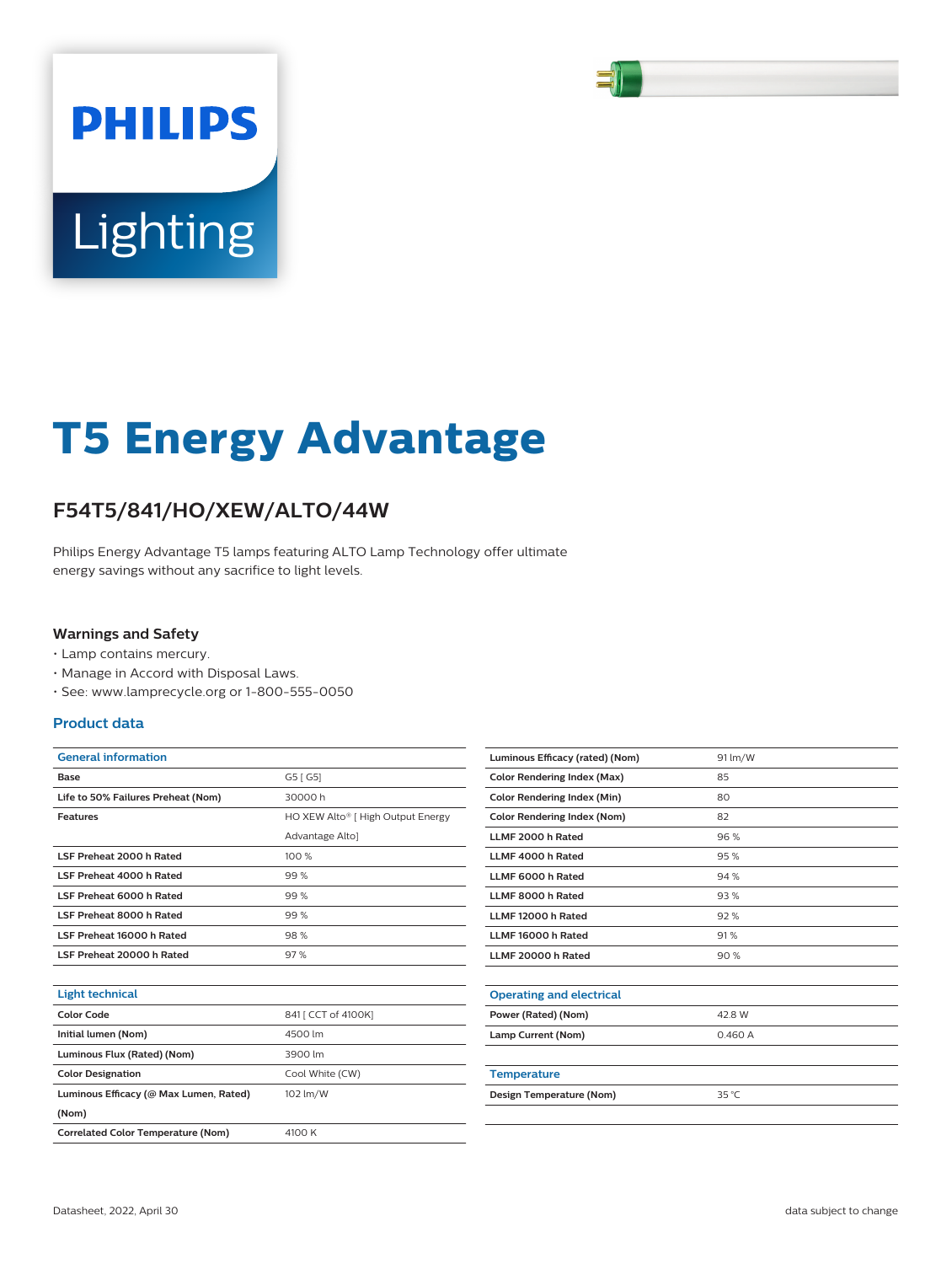# T5 Energy Advantage

## F54T5/841/HO/XEW/ALTO/44W

Philips Energy Advantage T5 lamps featuring ALTO Lamp Technology offer ultimate energy savings without any sacrifice to light levels.

### Warnings and Safety

- Lamp contains mercury.
- Manage in Accord with Disposal Laws.
- See: www.lamprecycle.org or 1-800-555-0050

### Product data

| General information | |
|---|---|
| Base | G5 [ G5] |
| Life to 50% Failures Preheat (Nom) | 30000 h |
| Features | HO XEW Alto® [ High Output Energy Advantage Alto] |
| LSF Preheat 2000 h Rated | 100 % |
| LSF Preheat 4000 h Rated | 99 % |
| LSF Preheat 6000 h Rated | 99 % |
| LSF Preheat 8000 h Rated | 99 % |
| LSF Preheat 16000 h Rated | 98 % |
| LSF Preheat 20000 h Rated | 97 % |

| Light technical | |
|---|---|
| Color Code | 841 [ CCT of 4100K] |
| Initial lumen (Nom) | 4500 lm |
| Luminous Flux (Rated) (Nom) | 3900 lm |
| Color Designation | Cool White (CW) |
| Luminous Efficacy (@ Max Lumen, Rated) (Nom) | 102 lm/W |
| Correlated Color Temperature (Nom) | 4100 K |
| Luminous Efficacy (rated) (Nom) | 91 lm/W |
| Color Rendering Index (Max) | 85 |
| Color Rendering Index (Min) | 80 |
| Color Rendering Index (Nom) | 82 |
| LLMF 2000 h Rated | 96 % |
| LLMF 4000 h Rated | 95 % |
| LLMF 6000 h Rated | 94 % |
| LLMF 8000 h Rated | 93 % |
| LLMF 12000 h Rated | 92 % |
| LLMF 16000 h Rated | 91 % |
| LLMF 20000 h Rated | 90 % |

| Operating and electrical | |
|---|---|
| Power (Rated) (Nom) | 42.8 W |
| Lamp Current (Nom) | 0.460 A |

| Temperature | |
|---|---|
| Design Temperature (Nom) | 35 °C |

Datasheet, 2022, April 30

data subject to change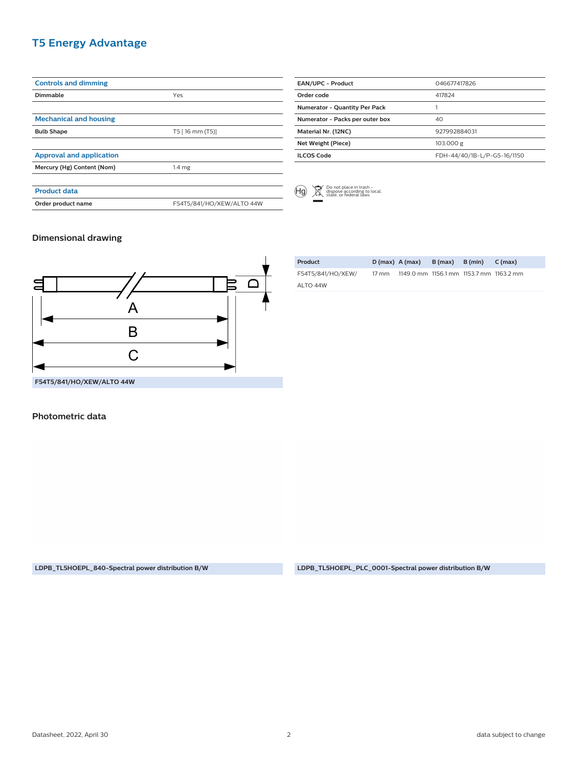# T5 Energy Advantage

| Controls and dimming | |
|---|---|
| **Dimmable** | Yes |

| Mechanical and housing | |
|---|---|
| **Bulb Shape** | T5 [ 16 mm (T5)] |

| Approval and application | |
|---|---|
| **Mercury (Hg) Content (Nom)** | 1.4 mg |

| Product data | |
|---|---|
| **Order product name** | F54T5/841/HO/XEW/ALTO 44W |

| | |
|---|---|
| **EAN/UPC - Product** | 046677417826 |
| **Order code** | 417824 |
| **Numerator - Quantity Per Pack** | 1 |
| **Numerator - Packs per outer box** | 40 |
| **Material Nr. (12NC)** | 927992884031 |
| **Net Weight (Piece)** | 103.000 g |
| **ILCOS Code** | FDH-44/40/1B-L/P-G5-16/1150 |

Hg Do not place in trash - dispose according to local, state, or federal laws

## Dimensional drawing

A

B

C

D

F54T5/841/HO/XEW/ALTO 44W

| Product | D (max) | A (max) | B (max) | B (min) | C (max) |
|---|---|---|---|---|---|
| F54T5/841/HO/XEW/ ALTO 44W | 17 mm | 1149.0 mm | 1156.1 mm | 1153.7 mm | 1163.2 mm |

## Photometric data

LDPB_TL5HOEPL_840-Spectral power distribution B/W

LDPB_TL5HOEPL_PLC_0001-Spectral power distribution B/W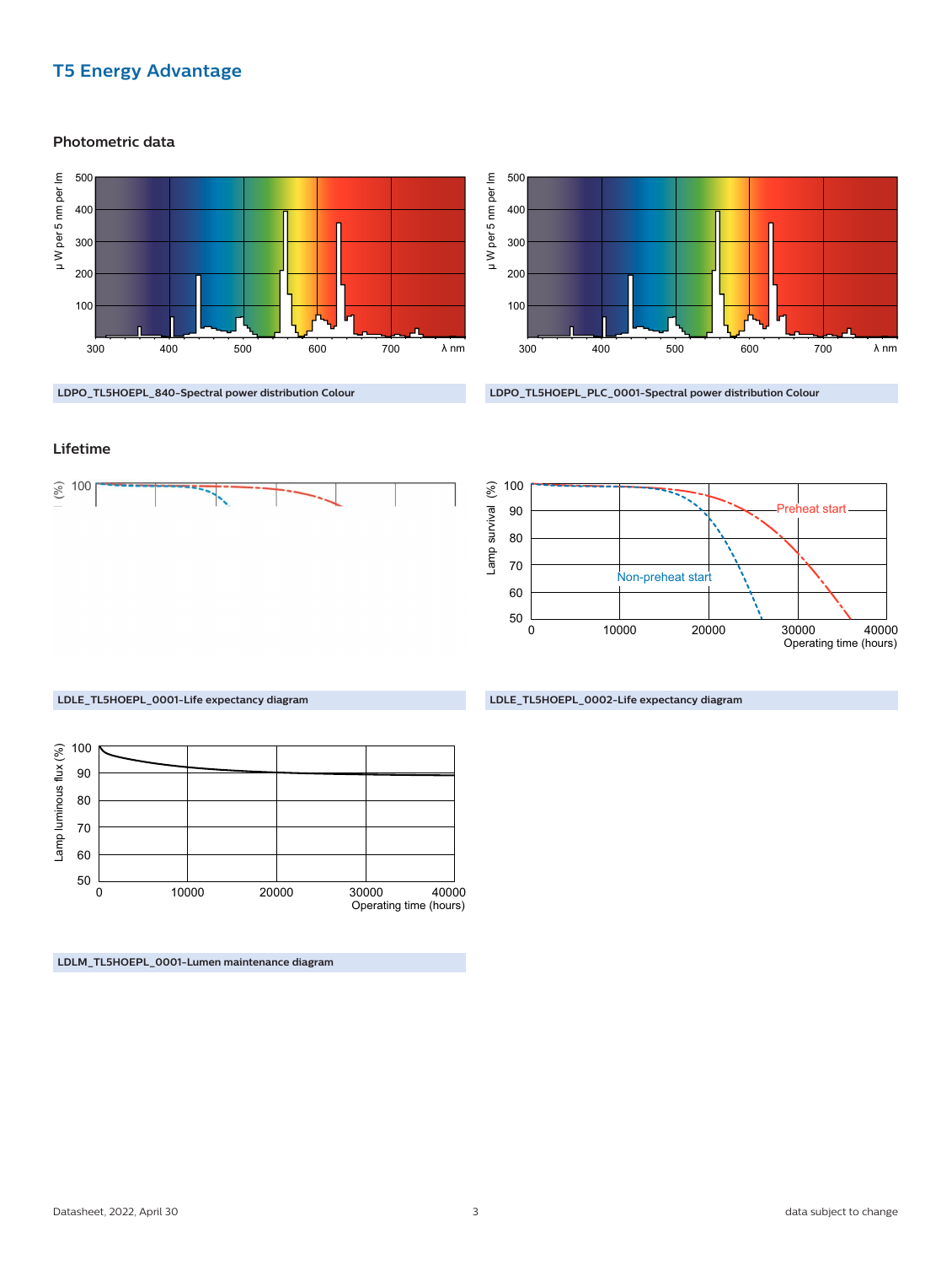## T5 Energy Advantage

### Photometric data

LDPO_TL5HOEPL_840-Spectral power distribution Colour

LDPO_TL5HOEPL_PLC_0001-Spectral power distribution Colour

### Lifetime

LDLE_TL5HOEPL_0001-Life expectancy diagram

LDLE_TL5HOEPL_0002-Life expectancy diagram

LDLM_TL5HOEPL_0001-Lumen maintenance diagram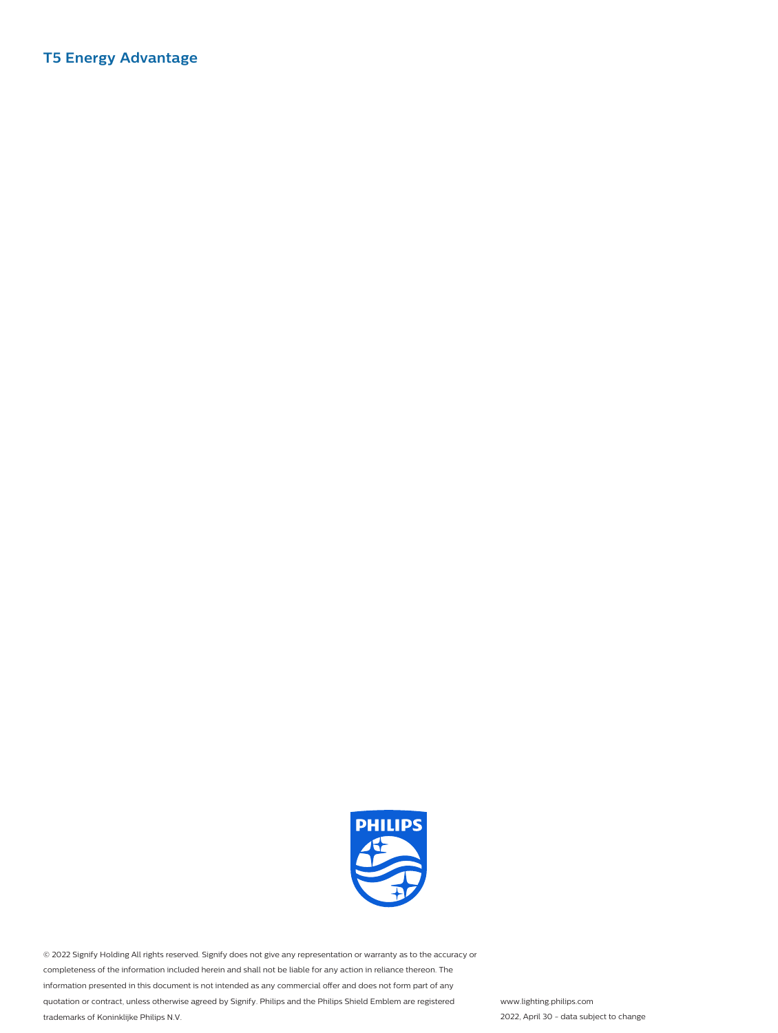© 2022 Signify Holding All rights reserved. Signify does not give any representation or warranty as to the accuracy or completeness of the information included herein and shall not be liable for any action in reliance thereon. The information presented in this document is not intended as any commercial offer and does not form part of any quotation or contract, unless otherwise agreed by Signify. Philips and the Philips Shield Emblem are registered trademarks of Koninklijke Philips N.V.

www.lighting.philips.com

2022, April 30 - data subject to change